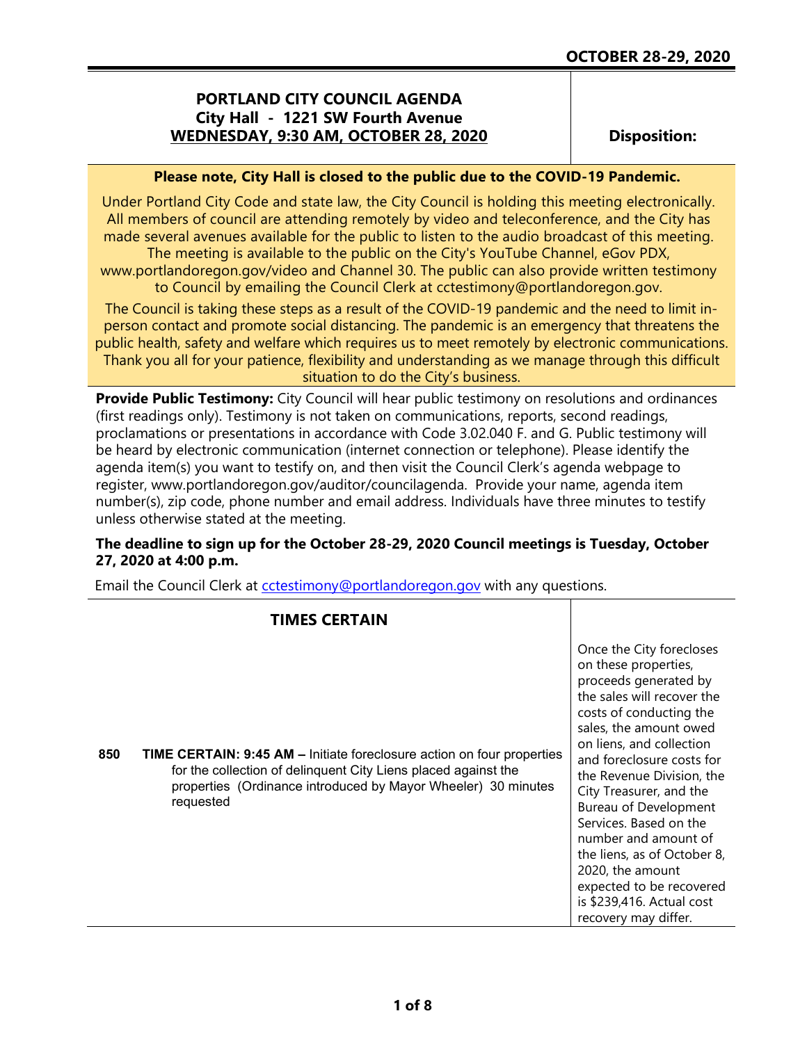**OCTOBER 28-29, 2020**

# PORTLAND CITY COUNCIL AGENDA

**City Hall - 1221 SW Fourth Avenue**

**WEDNESDAY, 9:30 AM, OCTOBER 28, 2020**

**Disposition:**

**Please note, City Hall is closed to the public due to the COVID-19 Pandemic.**

Under Portland City Code and state law, the City Council is holding this meeting electronically. All members of council are attending remotely by video and teleconference, and the City has made several avenues available for the public to listen to the audio broadcast of this meeting. The meeting is available to the public on the City's YouTube Channel, eGov PDX, www.portlandoregon.gov/video and Channel 30. The public can also provide written testimony to Council by emailing the Council Clerk at cctestimony@portlandoregon.gov.

The Council is taking these steps as a result of the COVID-19 pandemic and the need to limit in-person contact and promote social distancing. The pandemic is an emergency that threatens the public health, safety and welfare which requires us to meet remotely by electronic communications. Thank you all for your patience, flexibility and understanding as we manage through this difficult situation to do the City's business.

**Provide Public Testimony:** City Council will hear public testimony on resolutions and ordinances (first readings only). Testimony is not taken on communications, reports, second readings, proclamations or presentations in accordance with Code 3.02.040 F. and G. Public testimony will be heard by electronic communication (internet connection or telephone). Please identify the agenda item(s) you want to testify on, and then visit the Council Clerk's agenda webpage to register, www.portlandoregon.gov/auditor/councilagenda. Provide your name, agenda item number(s), zip code, phone number and email address. Individuals have three minutes to testify unless otherwise stated at the meeting.

**The deadline to sign up for the October 28-29, 2020 Council meetings is Tuesday, October 27, 2020 at 4:00 p.m.**

Email the Council Clerk at cctestimony@portlandoregon.gov with any questions.

## TIMES CERTAIN

| | | Disposition |
|---|---|---|
| 850 | **TIME CERTAIN: 9:45 AM –** Initiate foreclosure action on four properties for the collection of delinquent City Liens placed against the properties (Ordinance introduced by Mayor Wheeler) 30 minutes requested | Once the City forecloses on these properties, proceeds generated by the sales will recover the costs of conducting the sales, the amount owed on liens, and collection and foreclosure costs for the Revenue Division, the City Treasurer, and the Bureau of Development Services. Based on the number and amount of the liens, as of October 8, 2020, the amount expected to be recovered is $239,416. Actual cost recovery may differ. |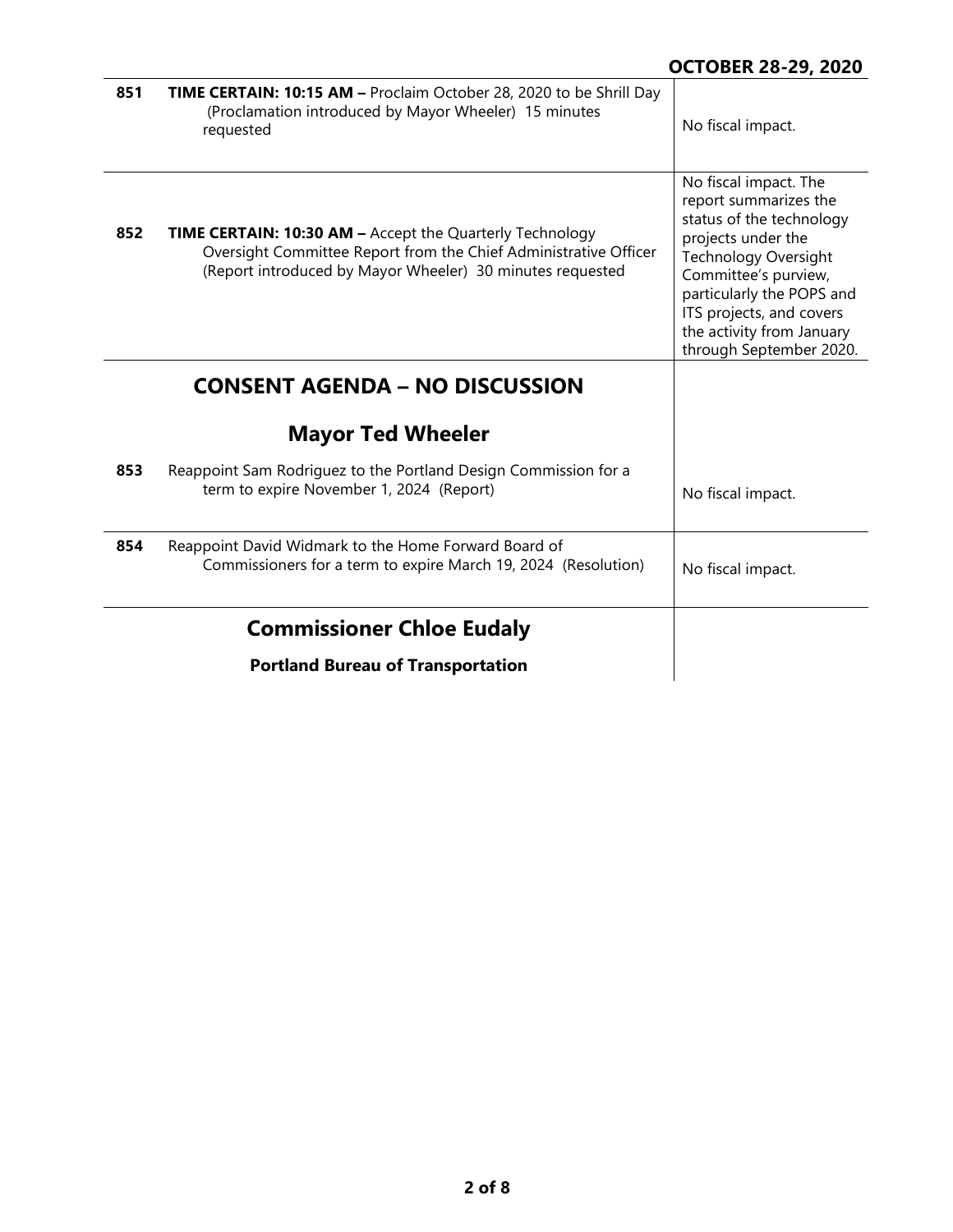| | | |
|---|---|---|
| **851** | **TIME CERTAIN: 10:15 AM –** Proclaim October 28, 2020 to be Shrill Day (Proclamation introduced by Mayor Wheeler) 15 minutes requested | No fiscal impact. |
| **852** | **TIME CERTAIN: 10:30 AM –** Accept the Quarterly Technology Oversight Committee Report from the Chief Administrative Officer (Report introduced by Mayor Wheeler) 30 minutes requested | No fiscal impact. The report summarizes the status of the technology projects under the Technology Oversight Committee's purview, particularly the POPS and ITS projects, and covers the activity from January through September 2020. |

## CONSENT AGENDA – NO DISCUSSION

### Mayor Ted Wheeler

| | | |
|---|---|---|
| **853** | Reappoint Sam Rodriguez to the Portland Design Commission for a term to expire November 1, 2024 (Report) | No fiscal impact. |
| **854** | Reappoint David Widmark to the Home Forward Board of Commissioners for a term to expire March 19, 2024 (Resolution) | No fiscal impact. |

### Commissioner Chloe Eudaly

**Portland Bureau of Transportation**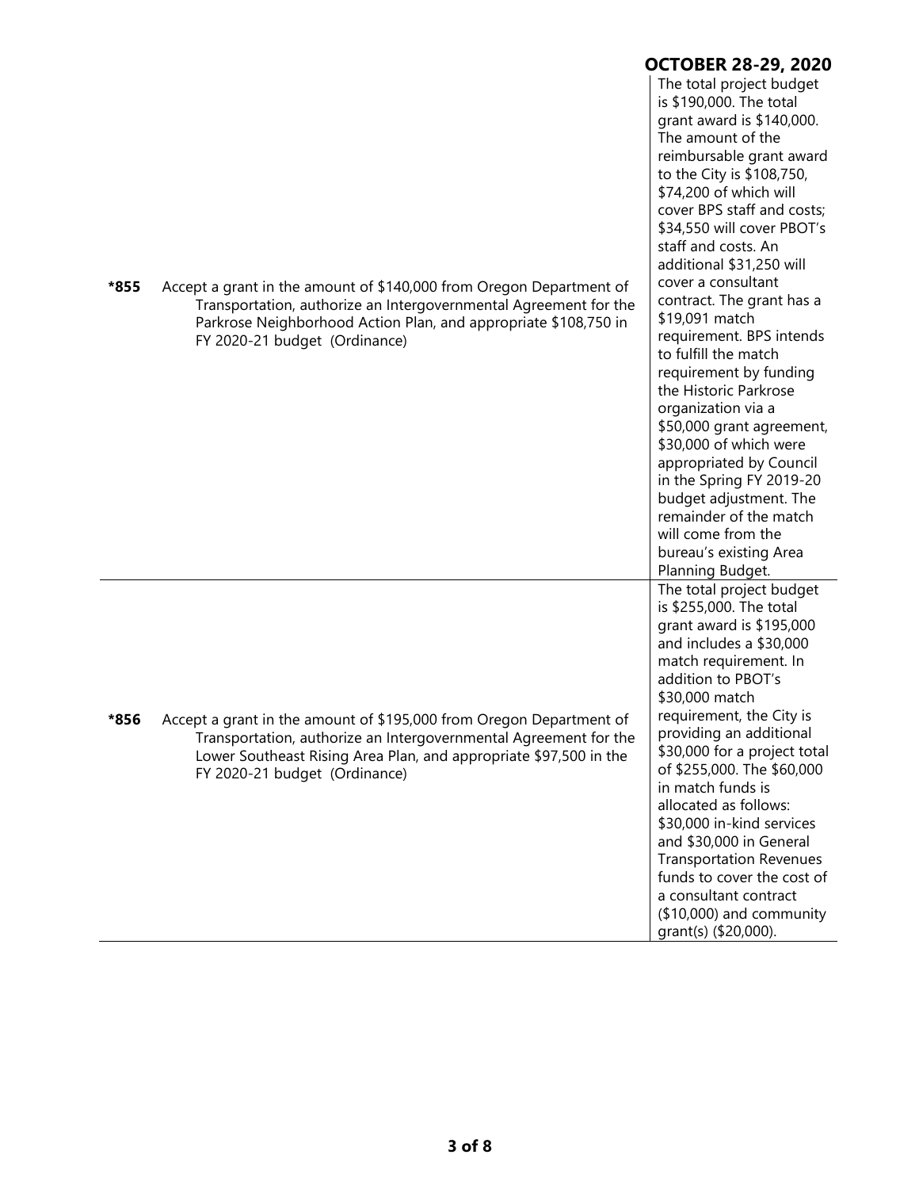**OCTOBER 28-29, 2020**

| | | |
|---|---|---|
| ***855** | Accept a grant in the amount of $140,000 from Oregon Department of Transportation, authorize an Intergovernmental Agreement for the Parkrose Neighborhood Action Plan, and appropriate $108,750 in FY 2020-21 budget (Ordinance) | The total project budget is $190,000. The total grant award is $140,000. The amount of the reimbursable grant award to the City is $108,750, $74,200 of which will cover BPS staff and costs; $34,550 will cover PBOT's staff and costs. An additional $31,250 will cover a consultant contract. The grant has a $19,091 match requirement. BPS intends to fulfill the match requirement by funding the Historic Parkrose organization via a $50,000 grant agreement, $30,000 of which were appropriated by Council in the Spring FY 2019-20 budget adjustment. The remainder of the match will come from the bureau's existing Area Planning Budget. |
| ***856** | Accept a grant in the amount of $195,000 from Oregon Department of Transportation, authorize an Intergovernmental Agreement for the Lower Southeast Rising Area Plan, and appropriate $97,500 in the FY 2020-21 budget (Ordinance) | The total project budget is $255,000. The total grant award is $195,000 and includes a $30,000 match requirement. In addition to PBOT's $30,000 match requirement, the City is providing an additional $30,000 for a project total of $255,000. The $60,000 in match funds is allocated as follows: $30,000 in-kind services and $30,000 in General Transportation Revenues funds to cover the cost of a consultant contract ($10,000) and community grant(s) ($20,000). |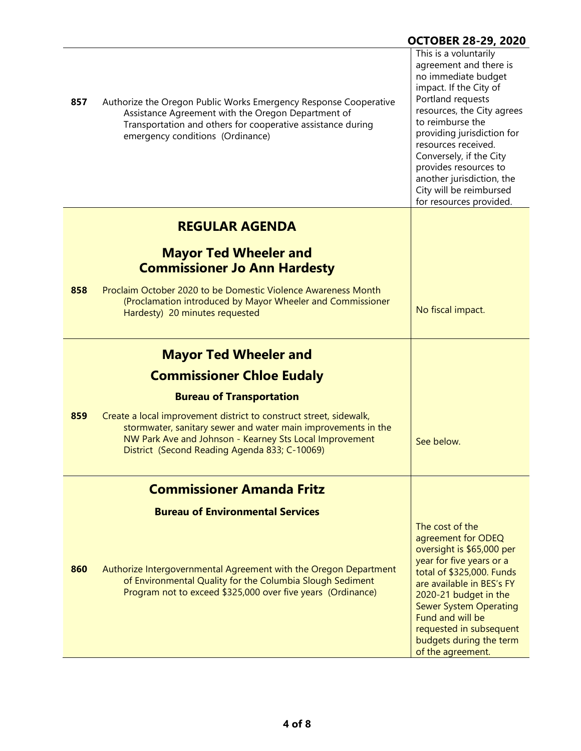**OCTOBER 28-29, 2020**

| | | |
|---|---|---|
| **857** | Authorize the Oregon Public Works Emergency Response Cooperative Assistance Agreement with the Oregon Department of Transportation and others for cooperative assistance during emergency conditions (Ordinance) | This is a voluntarily agreement and there is no immediate budget impact. If the City of Portland requests resources, the City agrees to reimburse the providing jurisdiction for resources received. Conversely, if the City provides resources to another jurisdiction, the City will be reimbursed for resources provided. |

## REGULAR AGENDA

### Mayor Ted Wheeler and Commissioner Jo Ann Hardesty

| | | |
|---|---|---|
| **858** | Proclaim October 2020 to be Domestic Violence Awareness Month (Proclamation introduced by Mayor Wheeler and Commissioner Hardesty) 20 minutes requested | No fiscal impact. |

### Mayor Ted Wheeler and Commissioner Chloe Eudaly

**Bureau of Transportation**

| | | |
|---|---|---|
| **859** | Create a local improvement district to construct street, sidewalk, stormwater, sanitary sewer and water main improvements in the NW Park Ave and Johnson - Kearney Sts Local Improvement District (Second Reading Agenda 833; C-10069) | See below. |

### Commissioner Amanda Fritz

**Bureau of Environmental Services**

| | | |
|---|---|---|
| **860** | Authorize Intergovernmental Agreement with the Oregon Department of Environmental Quality for the Columbia Slough Sediment Program not to exceed $325,000 over five years (Ordinance) | The cost of the agreement for ODEQ oversight is $65,000 per year for five years or a total of $325,000. Funds are available in BES's FY 2020-21 budget in the Sewer System Operating Fund and will be requested in subsequent budgets during the term of the agreement. |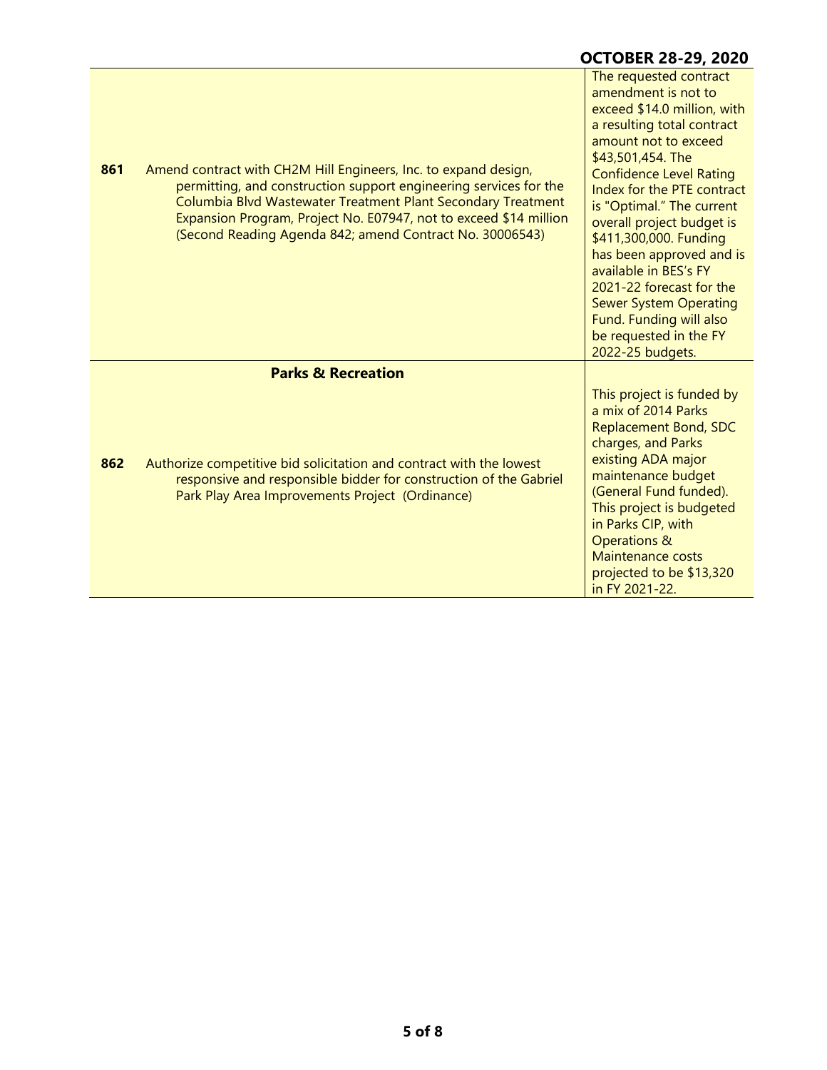OCTOBER 28-29, 2020

| | | |
|---|---|---|
| **861** | Amend contract with CH2M Hill Engineers, Inc. to expand design, permitting, and construction support engineering services for the Columbia Blvd Wastewater Treatment Plant Secondary Treatment Expansion Program, Project No. E07947, not to exceed $14 million (Second Reading Agenda 842; amend Contract No. 30006543) | The requested contract amendment is not to exceed $14.0 million, with a resulting total contract amount not to exceed $43,501,454. The Confidence Level Rating Index for the PTE contract is "Optimal." The current overall project budget is $411,300,000. Funding has been approved and is available in BES's FY 2021-22 forecast for the Sewer System Operating Fund. Funding will also be requested in the FY 2022-25 budgets. |
| | **Parks & Recreation** | |
| **862** | Authorize competitive bid solicitation and contract with the lowest responsive and responsible bidder for construction of the Gabriel Park Play Area Improvements Project (Ordinance) | This project is funded by a mix of 2014 Parks Replacement Bond, SDC charges, and Parks existing ADA major maintenance budget (General Fund funded). This project is budgeted in Parks CIP, with Operations & Maintenance costs projected to be $13,320 in FY 2021-22. |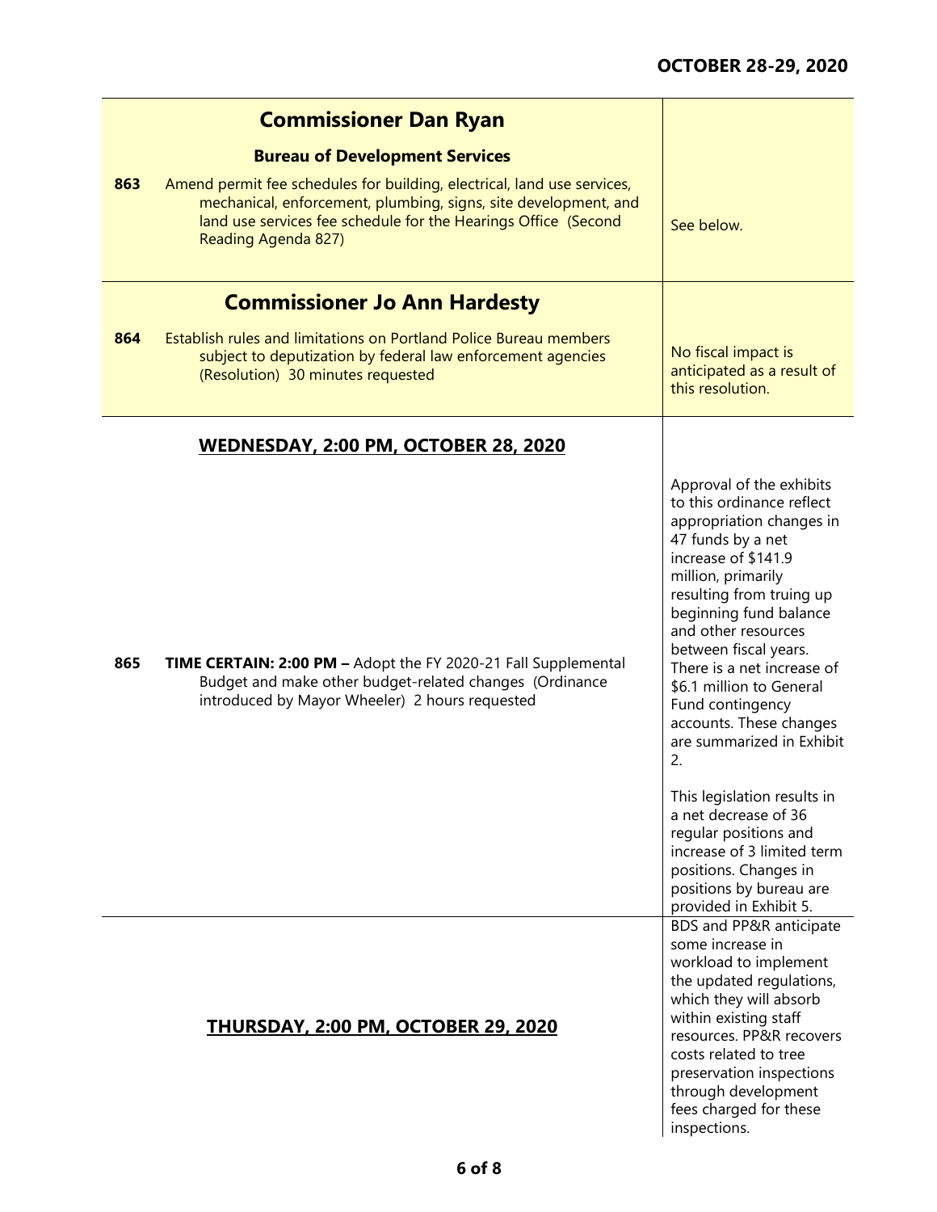| | | |
|---|---|---|
| | **Commissioner Dan Ryan** | |
| | **Bureau of Development Services** | |
| **863** | Amend permit fee schedules for building, electrical, land use services, mechanical, enforcement, plumbing, signs, site development, and land use services fee schedule for the Hearings Office (Second Reading Agenda 827) | See below. |
| | **Commissioner Jo Ann Hardesty** | |
| **864** | Establish rules and limitations on Portland Police Bureau members subject to deputization by federal law enforcement agencies (Resolution) 30 minutes requested | No fiscal impact is anticipated as a result of this resolution. |
| | **WEDNESDAY, 2:00 PM, OCTOBER 28, 2020** | |
| **865** | **TIME CERTAIN: 2:00 PM –** Adopt the FY 2020-21 Fall Supplemental Budget and make other budget-related changes (Ordinance introduced by Mayor Wheeler) 2 hours requested | Approval of the exhibits to this ordinance reflect appropriation changes in 47 funds by a net increase of \$141.9 million, primarily resulting from truing up beginning fund balance and other resources between fiscal years. There is a net increase of \$6.1 million to General Fund contingency accounts. These changes are summarized in Exhibit 2.<br><br>This legislation results in a net decrease of 36 regular positions and increase of 3 limited term positions. Changes in positions by bureau are provided in Exhibit 5. |
| | **THURSDAY, 2:00 PM, OCTOBER 29, 2020** | BDS and PP&R anticipate some increase in workload to implement the updated regulations, which they will absorb within existing staff resources. PP&R recovers costs related to tree preservation inspections through development fees charged for these inspections. |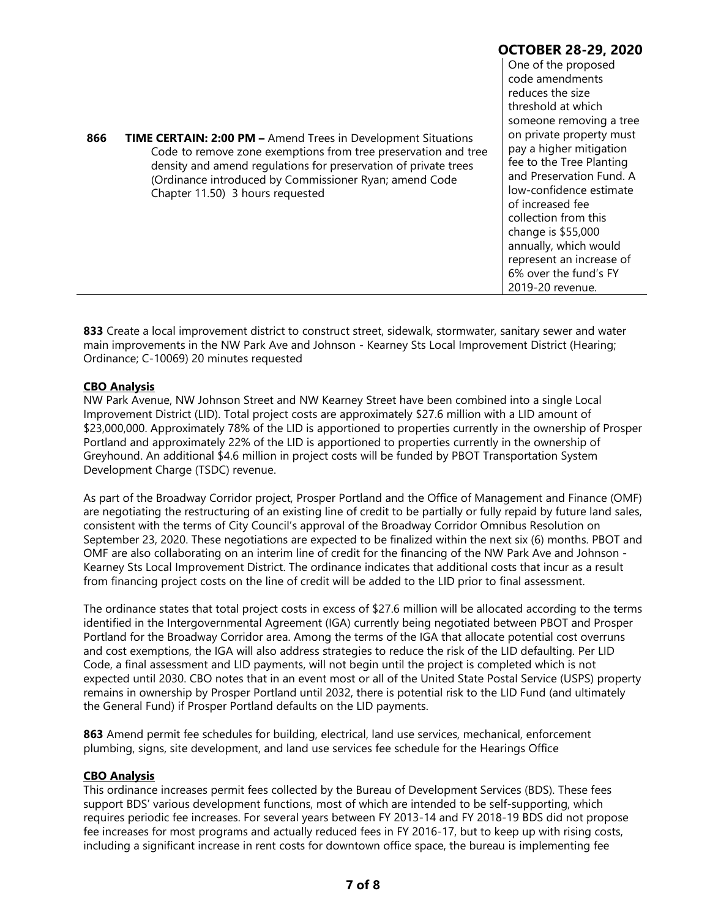| | | |
|---|---|---|
| **866** | **TIME CERTAIN: 2:00 PM –** Amend Trees in Development Situations Code to remove zone exemptions from tree preservation and tree density and amend regulations for preservation of private trees (Ordinance introduced by Commissioner Ryan; amend Code Chapter 11.50) 3 hours requested | One of the proposed code amendments reduces the size threshold at which someone removing a tree on private property must pay a higher mitigation fee to the Tree Planting and Preservation Fund. A low-confidence estimate of increased fee collection from this change is $55,000 annually, which would represent an increase of 6% over the fund's FY 2019-20 revenue. |

**833** Create a local improvement district to construct street, sidewalk, stormwater, sanitary sewer and water main improvements in the NW Park Ave and Johnson - Kearney Sts Local Improvement District (Hearing; Ordinance; C-10069) 20 minutes requested

**CBO Analysis**

NW Park Avenue, NW Johnson Street and NW Kearney Street have been combined into a single Local Improvement District (LID). Total project costs are approximately $27.6 million with a LID amount of $23,000,000. Approximately 78% of the LID is apportioned to properties currently in the ownership of Prosper Portland and approximately 22% of the LID is apportioned to properties currently in the ownership of Greyhound. An additional $4.6 million in project costs will be funded by PBOT Transportation System Development Charge (TSDC) revenue.

As part of the Broadway Corridor project, Prosper Portland and the Office of Management and Finance (OMF) are negotiating the restructuring of an existing line of credit to be partially or fully repaid by future land sales, consistent with the terms of City Council's approval of the Broadway Corridor Omnibus Resolution on September 23, 2020. These negotiations are expected to be finalized within the next six (6) months. PBOT and OMF are also collaborating on an interim line of credit for the financing of the NW Park Ave and Johnson - Kearney Sts Local Improvement District. The ordinance indicates that additional costs that incur as a result from financing project costs on the line of credit will be added to the LID prior to final assessment.

The ordinance states that total project costs in excess of $27.6 million will be allocated according to the terms identified in the Intergovernmental Agreement (IGA) currently being negotiated between PBOT and Prosper Portland for the Broadway Corridor area. Among the terms of the IGA that allocate potential cost overruns and cost exemptions, the IGA will also address strategies to reduce the risk of the LID defaulting. Per LID Code, a final assessment and LID payments, will not begin until the project is completed which is not expected until 2030. CBO notes that in an event most or all of the United State Postal Service (USPS) property remains in ownership by Prosper Portland until 2032, there is potential risk to the LID Fund (and ultimately the General Fund) if Prosper Portland defaults on the LID payments.

**863** Amend permit fee schedules for building, electrical, land use services, mechanical, enforcement plumbing, signs, site development, and land use services fee schedule for the Hearings Office

**CBO Analysis**

This ordinance increases permit fees collected by the Bureau of Development Services (BDS). These fees support BDS' various development functions, most of which are intended to be self-supporting, which requires periodic fee increases. For several years between FY 2013-14 and FY 2018-19 BDS did not propose fee increases for most programs and actually reduced fees in FY 2016-17, but to keep up with rising costs, including a significant increase in rent costs for downtown office space, the bureau is implementing fee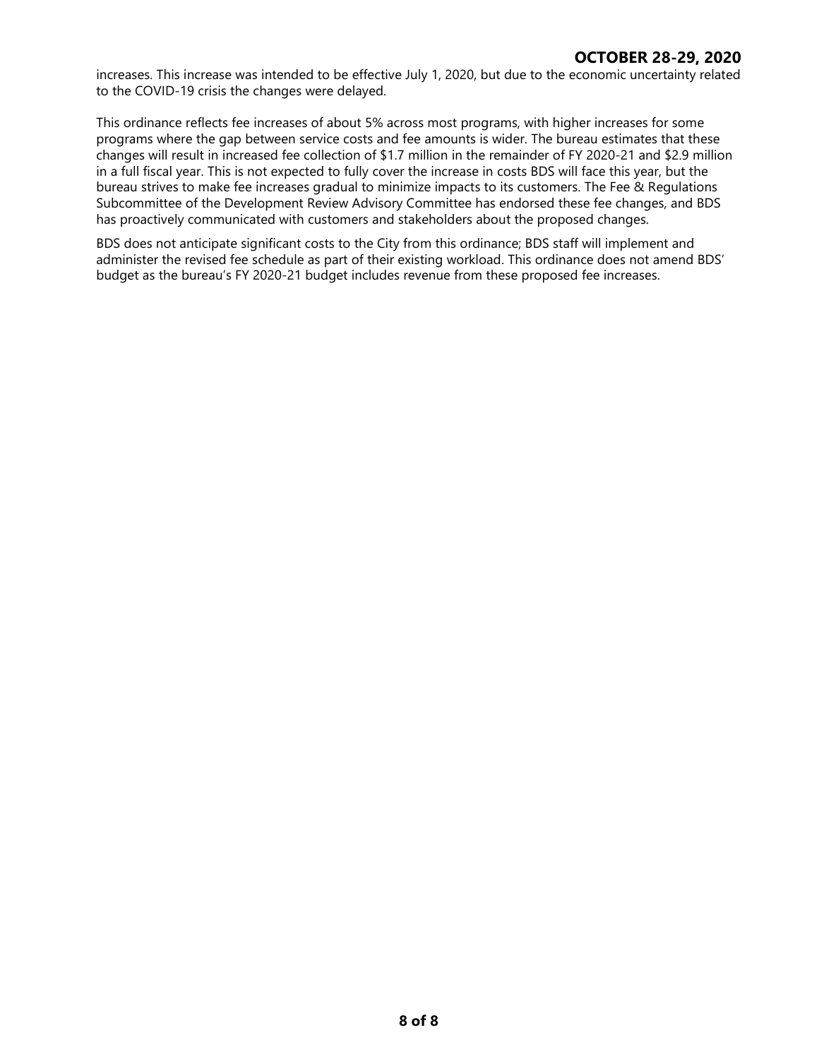increases. This increase was intended to be effective July 1, 2020, but due to the economic uncertainty related to the COVID-19 crisis the changes were delayed.

This ordinance reflects fee increases of about 5% across most programs, with higher increases for some programs where the gap between service costs and fee amounts is wider. The bureau estimates that these changes will result in increased fee collection of $1.7 million in the remainder of FY 2020-21 and $2.9 million in a full fiscal year. This is not expected to fully cover the increase in costs BDS will face this year, but the bureau strives to make fee increases gradual to minimize impacts to its customers. The Fee & Regulations Subcommittee of the Development Review Advisory Committee has endorsed these fee changes, and BDS has proactively communicated with customers and stakeholders about the proposed changes.

BDS does not anticipate significant costs to the City from this ordinance; BDS staff will implement and administer the revised fee schedule as part of their existing workload. This ordinance does not amend BDS' budget as the bureau's FY 2020-21 budget includes revenue from these proposed fee increases.